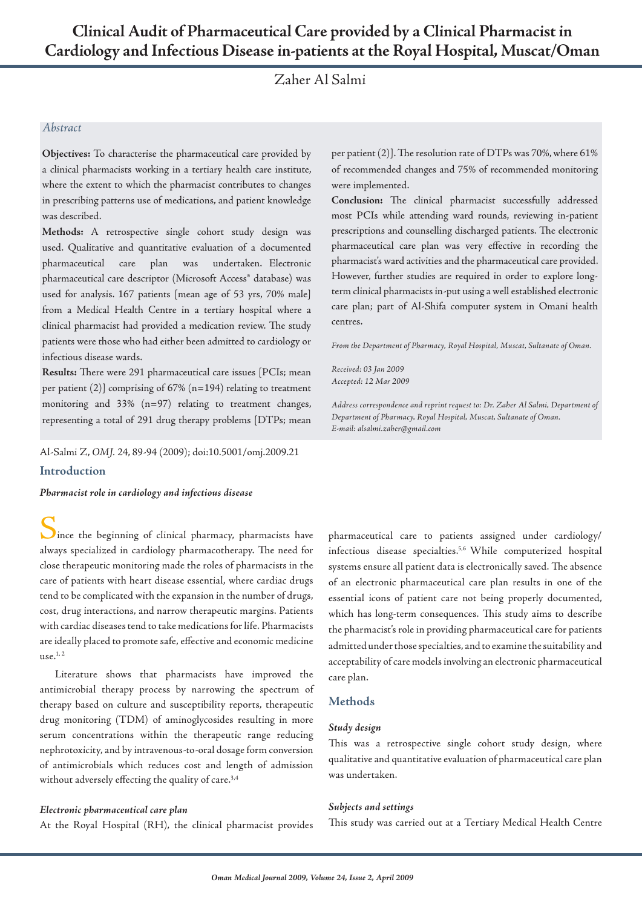# Clinical Audit of Pharmaceutical Care provided by a Clinical Pharmacist in Cardiology and Infectious Disease in-patients at the Royal Hospital, Muscat/Oman

Zaher Al Salmi

*Abstract*

**Objectives:** To characterise the pharmaceutical care provided by a clinical pharmacists working in a tertiary health care institute, where the extent to which the pharmacist contributes to changes in prescribing patterns use of medications, and patient knowledge was described.

**Methods:** A retrospective single cohort study design was used. Qualitative and quantitative evaluation of a documented pharmaceutical care plan was undertaken. Electronic pharmaceutical care descriptor (Microsoft Access® database) was used for analysis. 167 patients [mean age of 53 yrs, 70% male] from a Medical Health Centre in a tertiary hospital where a clinical pharmacist had provided a medication review. The study patients were those who had either been admitted to cardiology or infectious disease wards.

**Results:** There were 291 pharmaceutical care issues [PCIs; mean per patient (2)] comprising of 67% (n=194) relating to treatment monitoring and 33% (n=97) relating to treatment changes, representing a total of 291 drug therapy problems [DTPs; mean per patient (2)]. The resolution rate of DTPs was 70%, where 61% of recommended changes and 75% of recommended monitoring were implemented.

**Conclusion:** The clinical pharmacist successfully addressed most PCIs while attending ward rounds, reviewing in-patient prescriptions and counselling discharged patients. The electronic pharmaceutical care plan was very effective in recording the pharmacist's ward activities and the pharmaceutical care provided. However, further studies are required in order to explore long-term clinical pharmacists in-put using a well established electronic care plan; part of Al-Shifa computer system in Omani health centres.

*From the Department of Pharmacy, Royal Hospital, Muscat, Sultanate of Oman.*

*Received: 03 Jan 2009*
*Accepted: 12 Mar 2009*

*Address correspondence and reprint request to: Dr. Zaher Al Salmi, Department of Department of Pharmacy, Royal Hospital, Muscat, Sultanate of Oman.*
*E-mail: alsalmi.zaher@gmail.com*

Al-Salmi Z, *OMJ.* 24, 89-94 (2009); doi:10.5001/omj.2009.21

## Introduction

### *Pharmacist role in cardiology and infectious disease*

Since the beginning of clinical pharmacy, pharmacists have always specialized in cardiology pharmacotherapy. The need for close therapeutic monitoring made the roles of pharmacists in the care of patients with heart disease essential, where cardiac drugs tend to be complicated with the expansion in the number of drugs, cost, drug interactions, and narrow therapeutic margins. Patients with cardiac diseases tend to take medications for life. Pharmacists are ideally placed to promote safe, effective and economic medicine use.[1, 2]

Literature shows that pharmacists have improved the antimicrobial therapy process by narrowing the spectrum of therapy based on culture and susceptibility reports, therapeutic drug monitoring (TDM) of aminoglycosides resulting in more serum concentrations within the therapeutic range reducing nephrotoxicity, and by intravenous-to-oral dosage form conversion of antimicrobials which reduces cost and length of admission without adversely effecting the quality of care.[3,4]

### *Electronic pharmaceutical care plan*

At the Royal Hospital (RH), the clinical pharmacist provides pharmaceutical care to patients assigned under cardiology/ infectious disease specialties.[5,6] While computerized hospital systems ensure all patient data is electronically saved. The absence of an electronic pharmaceutical care plan results in one of the essential icons of patient care not being properly documented, which has long-term consequences. This study aims to describe the pharmacist's role in providing pharmaceutical care for patients admitted under those specialties, and to examine the suitability and acceptability of care models involving an electronic pharmaceutical care plan.

## Methods

### *Study design*

This was a retrospective single cohort study design, where qualitative and quantitative evaluation of pharmaceutical care plan was undertaken.

### *Subjects and settings*

This study was carried out at a Tertiary Medical Health Centre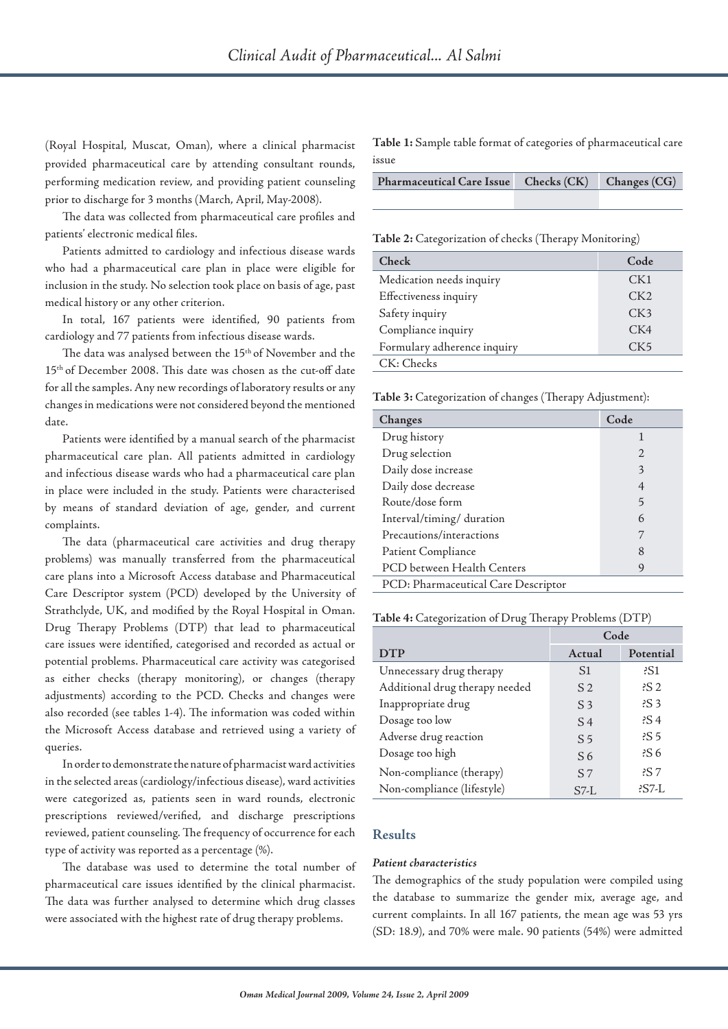(Royal Hospital, Muscat, Oman), where a clinical pharmacist provided pharmaceutical care by attending consultant rounds, performing medication review, and providing patient counseling prior to discharge for 3 months (March, April, May-2008).

The data was collected from pharmaceutical care profiles and patients' electronic medical files.

Patients admitted to cardiology and infectious disease wards who had a pharmaceutical care plan in place were eligible for inclusion in the study. No selection took place on basis of age, past medical history or any other criterion.

In total, 167 patients were identified, 90 patients from cardiology and 77 patients from infectious disease wards.

The data was analysed between the 15th of November and the 15th of December 2008. This date was chosen as the cut-off date for all the samples. Any new recordings of laboratory results or any changes in medications were not considered beyond the mentioned date.

Patients were identified by a manual search of the pharmacist pharmaceutical care plan. All patients admitted in cardiology and infectious disease wards who had a pharmaceutical care plan in place were included in the study. Patients were characterised by means of standard deviation of age, gender, and current complaints.

The data (pharmaceutical care activities and drug therapy problems) was manually transferred from the pharmaceutical care plans into a Microsoft Access database and Pharmaceutical Care Descriptor system (PCD) developed by the University of Strathclyde, UK, and modified by the Royal Hospital in Oman. Drug Therapy Problems (DTP) that lead to pharmaceutical care issues were identified, categorised and recorded as actual or potential problems. Pharmaceutical care activity was categorised as either checks (therapy monitoring), or changes (therapy adjustments) according to the PCD. Checks and changes were also recorded (see tables 1-4). The information was coded within the Microsoft Access database and retrieved using a variety of queries.

In order to demonstrate the nature of pharmacist ward activities in the selected areas (cardiology/infectious disease), ward activities were categorized as, patients seen in ward rounds, electronic prescriptions reviewed/verified, and discharge prescriptions reviewed, patient counseling. The frequency of occurrence for each type of activity was reported as a percentage (%).

The database was used to determine the total number of pharmaceutical care issues identified by the clinical pharmacist. The data was further analysed to determine which drug classes were associated with the highest rate of drug therapy problems.

**Table 1:** Sample table format of categories of pharmaceutical care issue

| Pharmaceutical Care Issue | Checks (CK) | Changes (CG) |
|---|---|---|
| | | |

**Table 2:** Categorization of checks (Therapy Monitoring)

| Check | Code |
|---|---|
| Medication needs inquiry | CK1 |
| Effectiveness inquiry | CK2 |
| Safety inquiry | CK3 |
| Compliance inquiry | CK4 |
| Formulary adherence inquiry | CK5 |

CK: Checks

**Table 3:** Categorization of changes (Therapy Adjustment):

| Changes | Code |
|---|---|
| Drug history | 1 |
| Drug selection | 2 |
| Daily dose increase | 3 |
| Daily dose decrease | 4 |
| Route/dose form | 5 |
| Interval/timing/ duration | 6 |
| Precautions/interactions | 7 |
| Patient Compliance | 8 |
| PCD between Health Centers | 9 |

PCD: Pharmaceutical Care Descriptor

**Table 4:** Categorization of Drug Therapy Problems (DTP)

| DTP | Code | |
|---|---|---|
| | Actual | Potential |
| Unnecessary drug therapy | S1 | ?S1 |
| Additional drug therapy needed | S 2 | ?S 2 |
| Inappropriate drug | S 3 | ?S 3 |
| Dosage too low | S 4 | ?S 4 |
| Adverse drug reaction | S 5 | ?S 5 |
| Dosage too high | S 6 | ?S 6 |
| Non-compliance (therapy) | S 7 | ?S 7 |
| Non-compliance (lifestyle) | S7-L | ?S7-L |

## Results

### *Patient characteristics*

The demographics of the study population were compiled using the database to summarize the gender mix, average age, and current complaints. In all 167 patients, the mean age was 53 yrs (SD: 18.9), and 70% were male. 90 patients (54%) were admitted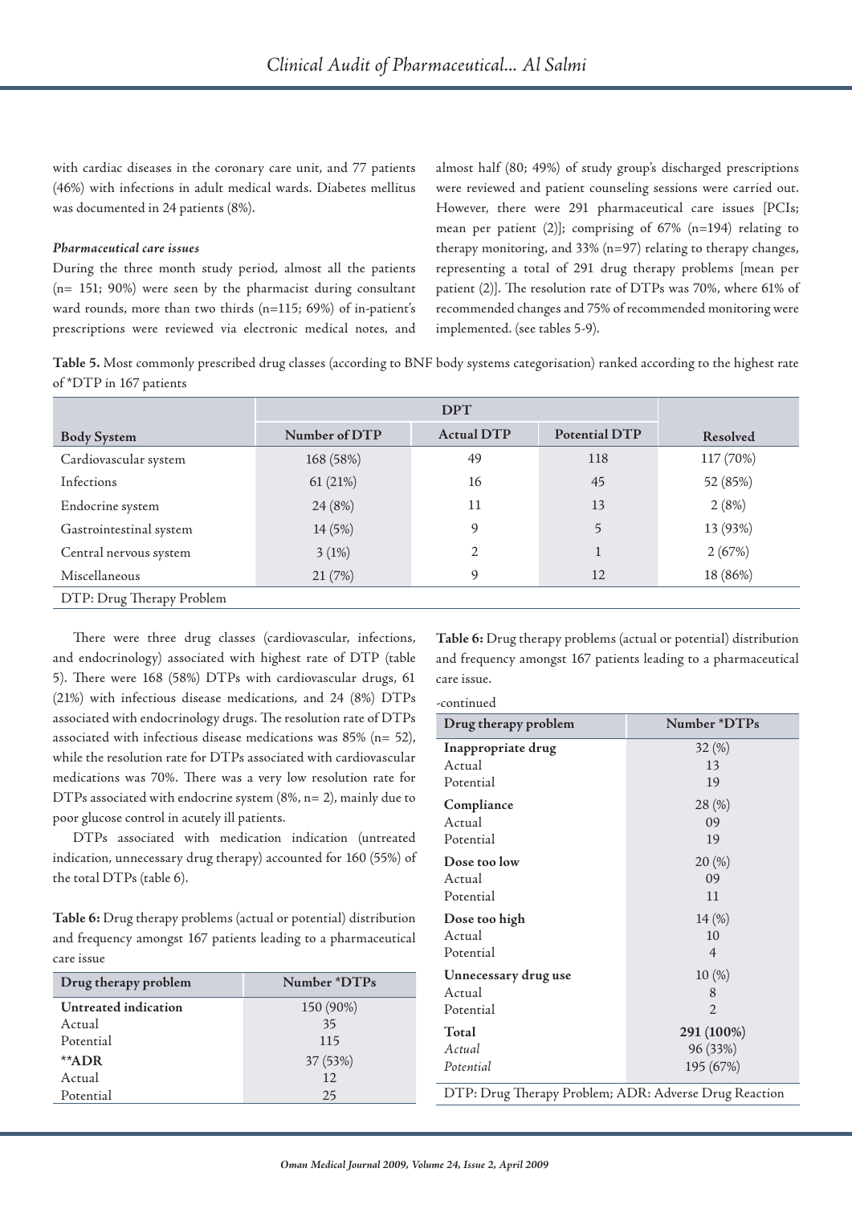with cardiac diseases in the coronary care unit, and 77 patients (46%) with infections in adult medical wards. Diabetes mellitus was documented in 24 patients (8%).

### *Pharmaceutical care issues*

During the three month study period, almost all the patients (n= 151; 90%) were seen by the pharmacist during consultant ward rounds, more than two thirds (n=115; 69%) of in-patient's prescriptions were reviewed via electronic medical notes, and almost half (80; 49%) of study group's discharged prescriptions were reviewed and patient counseling sessions were carried out. However, there were 291 pharmaceutical care issues [PCIs; mean per patient (2)]; comprising of 67% (n=194) relating to therapy monitoring, and 33% (n=97) relating to therapy changes, representing a total of 291 drug therapy problems [mean per patient (2)]. The resolution rate of DTPs was 70%, where 61% of recommended changes and 75% of recommended monitoring were implemented. (see tables 5-9).

**Table 5.** Most commonly prescribed drug classes (according to BNF body systems categorisation) ranked according to the highest rate of *DTP in 167 patients

| | DPT | | | |
|---|---|---|---|---|
| **Body System** | **Number of DTP** | **Actual DTP** | **Potential DTP** | **Resolved** |
| Cardiovascular system | 168 (58%) | 49 | 118 | 117 (70%) |
| Infections | 61 (21%) | 16 | 45 | 52 (85%) |
| Endocrine system | 24 (8%) | 11 | 13 | 2 (8%) |
| Gastrointestinal system | 14 (5%) | 9 | 5 | 13 (93%) |
| Central nervous system | 3 (1%) | 2 | 1 | 2 (67%) |
| Miscellaneous | 21 (7%) | 9 | 12 | 18 (86%) |

DTP: Drug Therapy Problem

There were three drug classes (cardiovascular, infections, and endocrinology) associated with highest rate of DTP (table 5). There were 168 (58%) DTPs with cardiovascular drugs, 61 (21%) with infectious disease medications, and 24 (8%) DTPs associated with endocrinology drugs. The resolution rate of DTPs associated with infectious disease medications was 85% (n= 52), while the resolution rate for DTPs associated with cardiovascular medications was 70%. There was a very low resolution rate for DTPs associated with endocrine system (8%, n= 2), mainly due to poor glucose control in acutely ill patients.

DTPs associated with medication indication (untreated indication, unnecessary drug therapy) accounted for 160 (55%) of the total DTPs (table 6).

**Table 6:** Drug therapy problems (actual or potential) distribution and frequency amongst 167 patients leading to a pharmaceutical care issue

| Drug therapy problem | Number *DTPs |
|---|---|
| **Untreated indication** | 150 (90%) |
| Actual | 35 |
| Potential | 115 |
| **\*\*ADR** | 37 (53%) |
| Actual | 12 |
| Potential | 25 |
| **Inappropriate drug** | 32 (%) |
| Actual | 13 |
| Potential | 19 |
| **Compliance** | 28 (%) |
| Actual | 09 |
| Potential | 19 |
| **Dose too low** | 20 (%) |
| Actual | 09 |
| Potential | 11 |
| **Dose too high** | 14 (%) |
| Actual | 10 |
| Potential | 4 |
| **Unnecessary drug use** | 10 (%) |
| Actual | 8 |
| Potential | 2 |
| **Total** | **291 (100%)** |
| *Actual* | 96 (33%) |
| *Potential* | 195 (67%) |

DTP: Drug Therapy Problem; ADR: Adverse Drug Reaction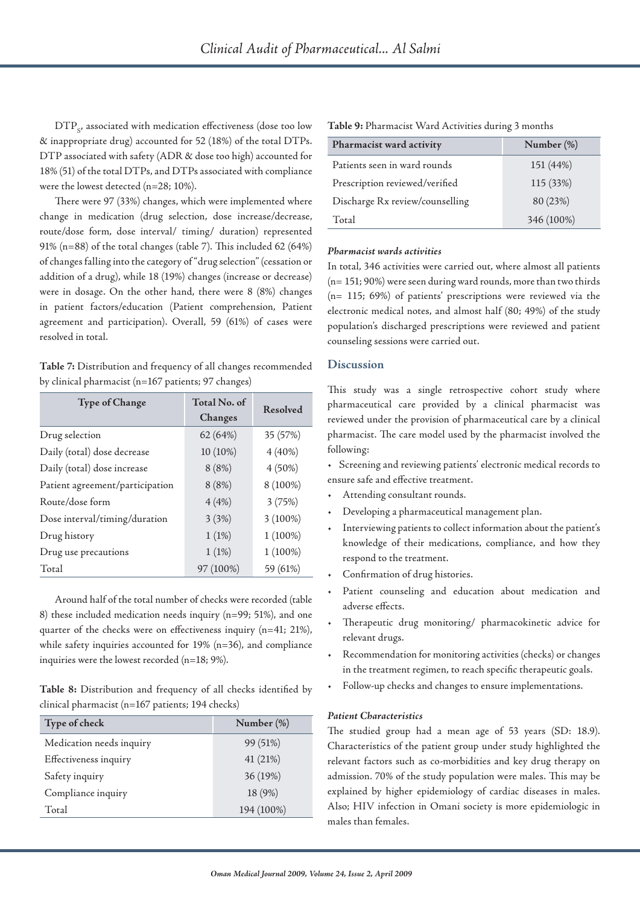DTP$_{S}$, associated with medication effectiveness (dose too low & inappropriate drug) accounted for 52 (18%) of the total DTPs. DTP associated with safety (ADR & dose too high) accounted for 18% (51) of the total DTPs, and DTPs associated with compliance were the lowest detected (n=28; 10%).

There were 97 (33%) changes, which were implemented where change in medication (drug selection, dose increase/decrease, route/dose form, dose interval/ timing/ duration) represented 91% (n=88) of the total changes (table 7). This included 62 (64%) of changes falling into the category of "drug selection" (cessation or addition of a drug), while 18 (19%) changes (increase or decrease) were in dosage. On the other hand, there were 8 (8%) changes in patient factors/education (Patient comprehension, Patient agreement and participation). Overall, 59 (61%) of cases were resolved in total.

**Table 7:** Distribution and frequency of all changes recommended by clinical pharmacist (n=167 patients; 97 changes)

| Type of Change | Total No. of Changes | Resolved |
|---|---|---|
| Drug selection | 62 (64%) | 35 (57%) |
| Daily (total) dose decrease | 10 (10%) | 4 (40%) |
| Daily (total) dose increase | 8 (8%) | 4 (50%) |
| Patient agreement/participation | 8 (8%) | 8 (100%) |
| Route/dose form | 4 (4%) | 3 (75%) |
| Dose interval/timing/duration | 3 (3%) | 3 (100%) |
| Drug history | 1 (1%) | 1 (100%) |
| Drug use precautions | 1 (1%) | 1 (100%) |
| Total | 97 (100%) | 59 (61%) |

Around half of the total number of checks were recorded (table 8) these included medication needs inquiry (n=99; 51%), and one quarter of the checks were on effectiveness inquiry (n=41; 21%), while safety inquiries accounted for 19% (n=36), and compliance inquiries were the lowest recorded (n=18; 9%).

**Table 8:** Distribution and frequency of all checks identified by clinical pharmacist (n=167 patients; 194 checks)

| Type of check | Number (%) |
|---|---|
| Medication needs inquiry | 99 (51%) |
| Effectiveness inquiry | 41 (21%) |
| Safety inquiry | 36 (19%) |
| Compliance inquiry | 18 (9%) |
| Total | 194 (100%) |

**Table 9:** Pharmacist Ward Activities during 3 months

| Pharmacist ward activity | Number (%) |
|---|---|
| Patients seen in ward rounds | 151 (44%) |
| Prescription reviewed/verified | 115 (33%) |
| Discharge Rx review/counselling | 80 (23%) |
| Total | 346 (100%) |

### *Pharmacist wards activities*

In total, 346 activities were carried out, where almost all patients (n= 151; 90%) were seen during ward rounds, more than two thirds (n= 115; 69%) of patients' prescriptions were reviewed via the electronic medical notes, and almost half (80; 49%) of the study population's discharged prescriptions were reviewed and patient counseling sessions were carried out.

## Discussion

This study was a single retrospective cohort study where pharmaceutical care provided by a clinical pharmacist was reviewed under the provision of pharmaceutical care by a clinical pharmacist. The care model used by the pharmacist involved the following:

- Screening and reviewing patients' electronic medical records to ensure safe and effective treatment.
- Attending consultant rounds.
- Developing a pharmaceutical management plan.
- Interviewing patients to collect information about the patient's knowledge of their medications, compliance, and how they respond to the treatment.
- Confirmation of drug histories.
- Patient counseling and education about medication and adverse effects.
- Therapeutic drug monitoring/ pharmacokinetic advice for relevant drugs.
- Recommendation for monitoring activities (checks) or changes in the treatment regimen, to reach specific therapeutic goals.
- Follow-up checks and changes to ensure implementations.

### *Patient Characteristics*

The studied group had a mean age of 53 years (SD: 18.9). Characteristics of the patient group under study highlighted the relevant factors such as co-morbidities and key drug therapy on admission. 70% of the study population were males. This may be explained by higher epidemiology of cardiac diseases in males. Also; HIV infection in Omani society is more epidemiologic in males than females.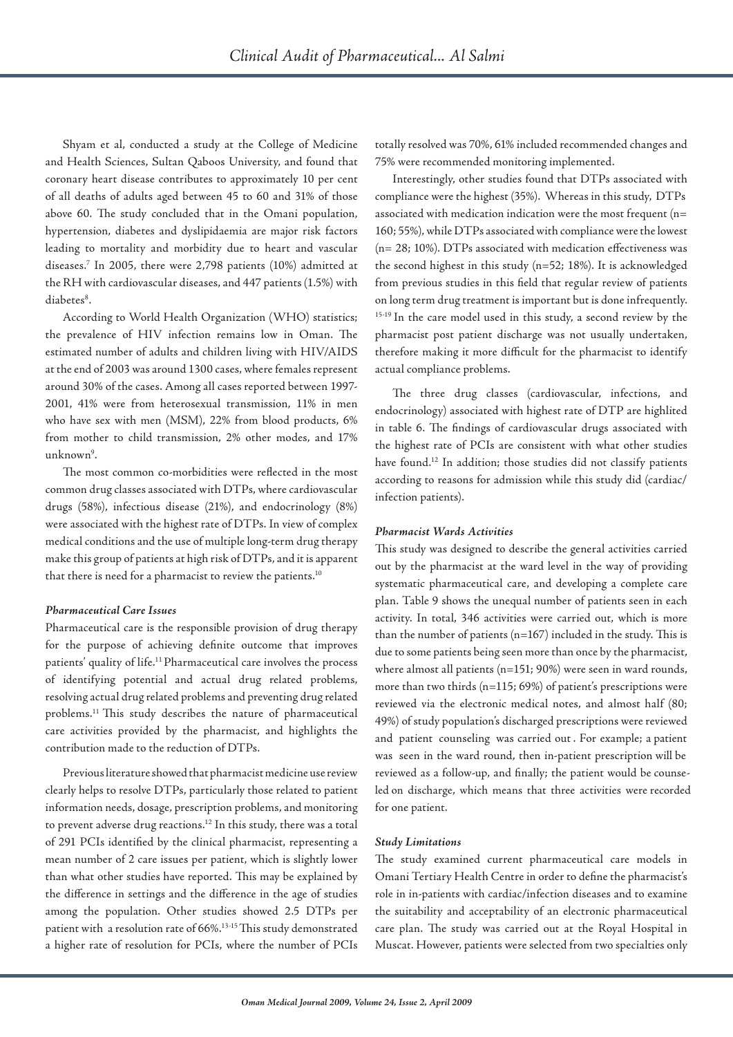Shyam et al, conducted a study at the College of Medicine and Health Sciences, Sultan Qaboos University, and found that coronary heart disease contributes to approximately 10 per cent of all deaths of adults aged between 45 to 60 and 31% of those above 60. The study concluded that in the Omani population, hypertension, diabetes and dyslipidaemia are major risk factors leading to mortality and morbidity due to heart and vascular diseases.[7] In 2005, there were 2,798 patients (10%) admitted at the RH with cardiovascular diseases, and 447 patients (1.5%) with diabetes[8].

According to World Health Organization (WHO) statistics; the prevalence of HIV infection remains low in Oman. The estimated number of adults and children living with HIV/AIDS at the end of 2003 was around 1300 cases, where females represent around 30% of the cases. Among all cases reported between 1997-2001, 41% were from heterosexual transmission, 11% in men who have sex with men (MSM), 22% from blood products, 6% from mother to child transmission, 2% other modes, and 17% unknown[9].

The most common co-morbidities were reflected in the most common drug classes associated with DTPs, where cardiovascular drugs (58%), infectious disease (21%), and endocrinology (8%) were associated with the highest rate of DTPs. In view of complex medical conditions and the use of multiple long-term drug therapy make this group of patients at high risk of DTPs, and it is apparent that there is need for a pharmacist to review the patients.[10]

### *Pharmaceutical Care Issues*

Pharmaceutical care is the responsible provision of drug therapy for the purpose of achieving definite outcome that improves patients' quality of life.[11] Pharmaceutical care involves the process of identifying potential and actual drug related problems, resolving actual drug related problems and preventing drug related problems.[11] This study describes the nature of pharmaceutical care activities provided by the pharmacist, and highlights the contribution made to the reduction of DTPs.

Previous literature showed that pharmacist medicine use review clearly helps to resolve DTPs, particularly those related to patient information needs, dosage, prescription problems, and monitoring to prevent adverse drug reactions.[12] In this study, there was a total of 291 PCIs identified by the clinical pharmacist, representing a mean number of 2 care issues per patient, which is slightly lower than what other studies have reported. This may be explained by the difference in settings and the difference in the age of studies among the population. Other studies showed 2.5 DTPs per patient with a resolution rate of 66%.[13-15] This study demonstrated a higher rate of resolution for PCIs, where the number of PCIs totally resolved was 70%, 61% included recommended changes and 75% were recommended monitoring implemented.

Interestingly, other studies found that DTPs associated with compliance were the highest (35%). Whereas in this study, DTPs associated with medication indication were the most frequent (n= 160; 55%), while DTPs associated with compliance were the lowest (n= 28; 10%). DTPs associated with medication effectiveness was the second highest in this study (n=52; 18%). It is acknowledged from previous studies in this field that regular review of patients on long term drug treatment is important but is done infrequently.[15-19] In the care model used in this study, a second review by the pharmacist post patient discharge was not usually undertaken, therefore making it more difficult for the pharmacist to identify actual compliance problems.

The three drug classes (cardiovascular, infections, and endocrinology) associated with highest rate of DTP are highlited in table 6. The findings of cardiovascular drugs associated with the highest rate of PCIs are consistent with what other studies have found.[12] In addition; those studies did not classify patients according to reasons for admission while this study did (cardiac/ infection patients).

### *Pharmacist Wards Activities*

This study was designed to describe the general activities carried out by the pharmacist at the ward level in the way of providing systematic pharmaceutical care, and developing a complete care plan. Table 9 shows the unequal number of patients seen in each activity. In total, 346 activities were carried out, which is more than the number of patients (n=167) included in the study. This is due to some patients being seen more than once by the pharmacist, where almost all patients (n=151; 90%) were seen in ward rounds, more than two thirds (n=115; 69%) of patient's prescriptions were reviewed via the electronic medical notes, and almost half (80; 49%) of study population's discharged prescriptions were reviewed and patient counseling was carried out . For example; a patient was seen in the ward round, then in-patient prescription will be reviewed as a follow-up, and finally; the patient would be counseled on discharge, which means that three activities were recorded for one patient.

### *Study Limitations*

The study examined current pharmaceutical care models in Omani Tertiary Health Centre in order to define the pharmacist's role in in-patients with cardiac/infection diseases and to examine the suitability and acceptability of an electronic pharmaceutical care plan. The study was carried out at the Royal Hospital in Muscat. However, patients were selected from two specialties only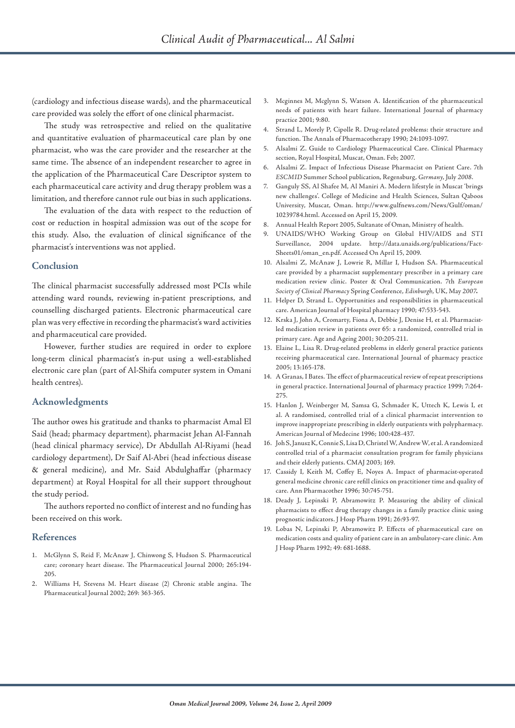(cardiology and infectious disease wards), and the pharmaceutical care provided was solely the effort of one clinical pharmacist.

The study was retrospective and relied on the qualitative and quantitative evaluation of pharmaceutical care plan by one pharmacist, who was the care provider and the researcher at the same time. The absence of an independent researcher to agree in the application of the Pharmaceutical Care Descriptor system to each pharmaceutical care activity and drug therapy problem was a limitation, and therefore cannot rule out bias in such applications.

The evaluation of the data with respect to the reduction of cost or reduction in hospital admission was out of the scope for this study. Also, the evaluation of clinical significance of the pharmacist's interventions was not applied.

## Conclusion

The clinical pharmacist successfully addressed most PCIs while attending ward rounds, reviewing in-patient prescriptions, and counselling discharged patients. Electronic pharmaceutical care plan was very effective in recording the pharmacist's ward activities and pharmaceutical care provided.

However, further studies are required in order to explore long-term clinical pharmacist's in-put using a well-established electronic care plan (part of Al-Shifa computer system in Omani health centres).

## Acknowledgments

The author owes his gratitude and thanks to pharmacist Amal El Said (head; pharmacy department), pharmacist Jehan Al-Fannah (head clinical pharmacy service), Dr Abdullah Al-Riyami (head cardiology department), Dr Saif Al-Abri (head infectious disease & general medicine), and Mr. Said Abdulghaffar (pharmacy department) at Royal Hospital for all their support throughout the study period.

The authors reported no conflict of interest and no funding has been received on this work.

## References

1. McGlynn S, Reid F, McAnaw J, Chinwong S, Hudson S. Pharmaceutical care; coronary heart disease. The Pharmaceutical Journal 2000; 265:194-205.
2. Williams H, Stevens M. Heart disease (2) Chronic stable angina. The Pharmaceutical Journal 2002; 269: 363-365.
3. Mcginnes M, Mcglynn S, Watson A. Identification of the pharmaceutical needs of patients with heart failure. International Journal of pharmacy practice 2001; 9:80.
4. Strand L, Morely P, Cipolle R. Drug-related problems: their structure and function. The Annals of Pharmacotherapy 1990; 24:1093-1097.
5. Alsalmi Z. Guide to Cardiology Pharmaceutical Care. Clinical Pharmacy section, Royal Hospital, Muscat, Oman. Feb; 2007.
6. Alsalmi Z. Impact of Infectious Disease Pharmacist on Patient Care. 7th *ESCMID* Summer School publication, Regensburg, *Germany*, July *2008*.
7. Ganguly SS, Al Shafee M, Al Maniri A. Modern lifestyle in Muscat 'brings new challenges'. College of Medicine and Health Sciences, Sultan Qaboos University, Muscat, Oman. http://www.gulfnews.com/News/Gulf/oman/10239784.html. Accessed on April 15, 2009.
8. Annual Health Report 2005, Sultanate of Oman, Ministry of health.
9. UNAIDS/WHO Working Group on Global HIV/AIDS and STI Surveillance, 2004 update. http://data.unaids.org/publications/Fact-Sheets01/oman_en.pdf. Accessed On April 15, 2009.
10. Alsalmi Z, McAnaw J, Lowrie R, Millar I, Hudson SA. Pharmaceutical care provided by a pharmacist supplementary prescriber in a primary care medication review clinic. Poster & Oral Communication. 7th *European Society of Clinical Pharmacy* Spring Conference, *Edinburgh*, UK, May *2007*.
11. Helper D, Strand L. Opportunities and responsibilities in pharmaceutical care. American Journal of Hospital pharmacy 1990; 47:533-543.
12. Krska J, John A, Cromarty, Fiona A, Debbie J, Denise H, et al. Pharmacist-led medication review in patients over 65: a randomized, controlled trial in primary care. Age and Ageing 2001; 30:205-211.
13. Elaine L, Lisa R. Drug-related problems in elderly general practice patients receiving pharmaceutical care. International Journal of pharmacy practice 2005; 13:165-178.
14. A Granas, I Bates. The effect of pharmaceutical review of repeat prescriptions in general practice. International Journal of pharmacy practice 1999; 7:264-275.
15. Hanlon J, Weinberger M, Samsa G, Schmader K, Uttech K, Lewis I, et al. A randomised, controlled trial of a clinical pharmacist intervention to improve inappropriate prescribing in elderly outpatients with polypharmacy. American Journal of Medecine 1996; 100:428-437.
16. Joh S, Janusz K, Connie S, Lisa D, Christel W, Andrew W, et al. A randomized controlled trial of a pharmacist consultation program for family physicians and their elderly patients. CMAJ 2003; 169.
17. Cassidy I, Keith M, Coffey E, Noyes A. Impact of pharmacist-operated general medicine chronic care refill clinics on practitioner time and quality of care. Ann Pharmacother 1996; 30:745-751.
18. Deady J, Lepinski P, Abramowitz P. Measuring the ability of clinical pharmacists to effect drug therapy changes in a family practice clinic using prognostic indicators. J Hosp Pharm 1991; 26:93-97.
19. Lobas N, Lepinski P, Abramowitz P. Effects of pharmaceutical care on medication costs and quality of patient care in an ambulatory-care clinic. Am J Hosp Pharm 1992; 49: 681-1688.